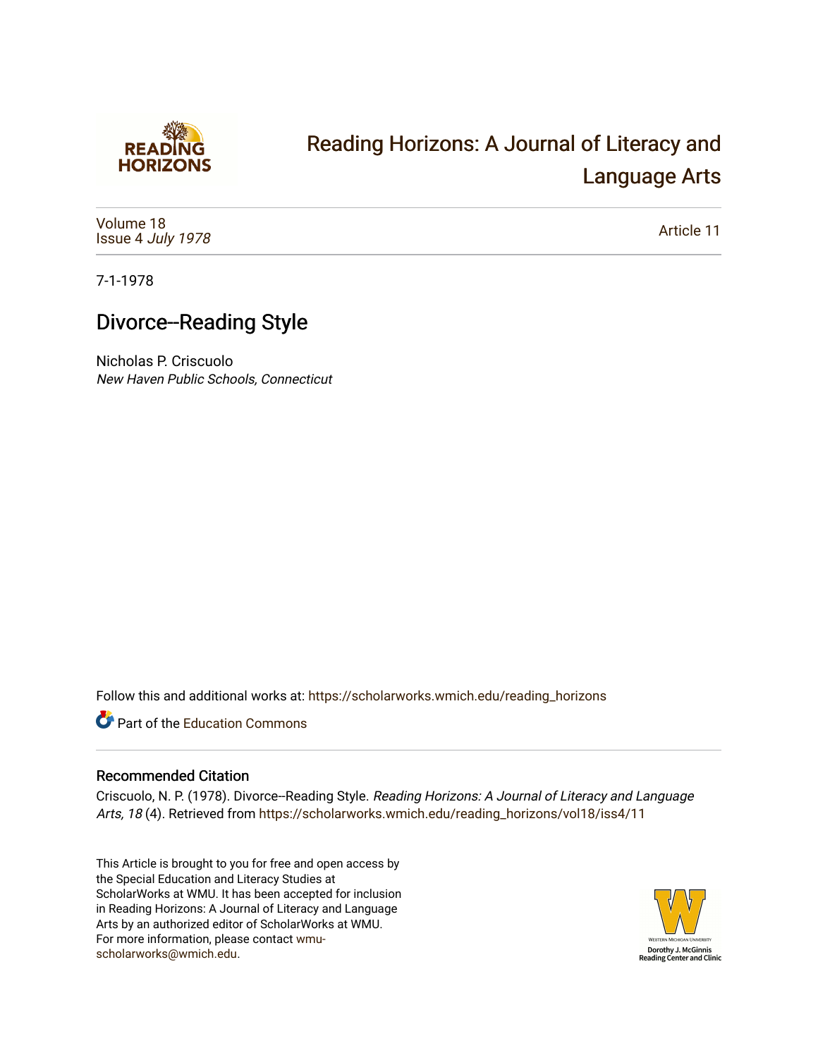Reading Horizons: A Journal of Literacy and Language Arts

Volume 18
Issue 4 *July 1978*

Article 11

7-1-1978

# Divorce--Reading Style

Nicholas P. Criscuolo
*New Haven Public Schools, Connecticut*

Follow this and additional works at: https://scholarworks.wmich.edu/reading_horizons

Part of the Education Commons

## Recommended Citation

Criscuolo, N. P. (1978). Divorce--Reading Style. *Reading Horizons: A Journal of Literacy and Language Arts, 18* (4). Retrieved from https://scholarworks.wmich.edu/reading_horizons/vol18/iss4/11

This Article is brought to you for free and open access by the Special Education and Literacy Studies at ScholarWorks at WMU. It has been accepted for inclusion in Reading Horizons: A Journal of Literacy and Language Arts by an authorized editor of ScholarWorks at WMU. For more information, please contact wmu-scholarworks@wmich.edu.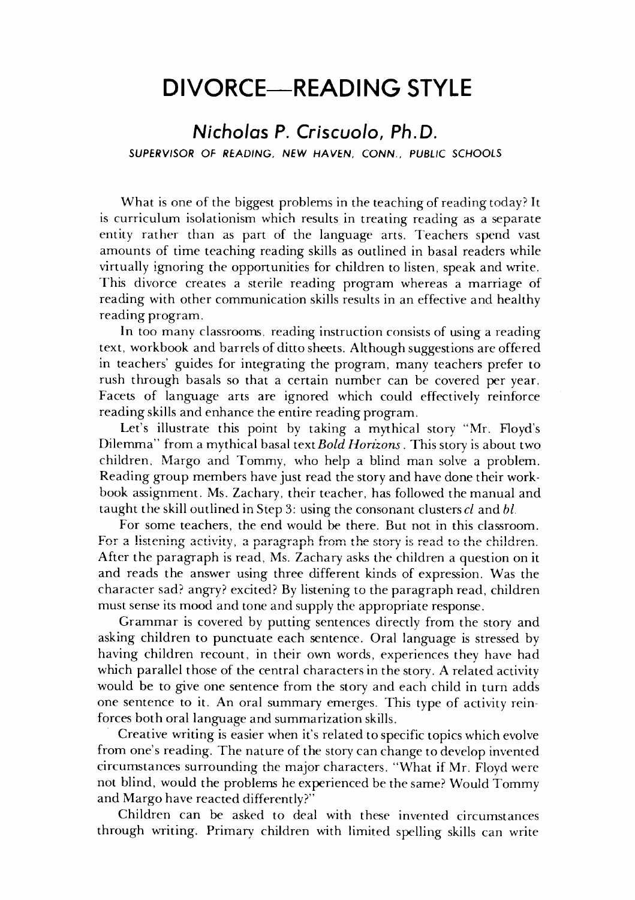# DIVORCE—READING STYLE

## *Nicholas P. Criscuolo, Ph.D.*

SUPERVISOR OF READING, NEW HAVEN, CONN., PUBLIC SCHOOLS

What is one of the biggest problems in the teaching of reading today? It is curriculum isolationism which results in treating reading as a separate entity rather than as part of the language arts. Teachers spend vast amounts of time teaching reading skills as outlined in basal readers while virtually ignoring the opportunities for children to listen, speak and write. This divorce creates a sterile reading program whereas a marriage of reading with other communication skills results in an effective and healthy reading program.

In too many classrooms, reading instruction consists of using a reading text, workbook and barrels of ditto sheets. Although suggestions are offered in teachers' guides for integrating the program, many teachers prefer to rush through basals so that a certain number can be covered per year. Facets of language arts are ignored which could effectively reinforce reading skills and enhance the entire reading program.

Let's illustrate this point by taking a mythical story "Mr. Floyd's Dilemma" from a mythical basal text *Bold Horizons*. This story is about two children, Margo and Tommy, who help a blind man solve a problem. Reading group members have just read the story and have done their workbook assignment. Ms. Zachary, their teacher, has followed the manual and taught the skill outlined in Step 3: using the consonant clusters *cl* and *bl*.

For some teachers, the end would be there. But not in this classroom. For a listening activity, a paragraph from the story is read to the children. After the paragraph is read, Ms. Zachary asks the children a question on it and reads the answer using three different kinds of expression. Was the character sad? angry? excited? By listening to the paragraph read, children must sense its mood and tone and supply the appropriate response.

Grammar is covered by putting sentences directly from the story and asking children to punctuate each sentence. Oral language is stressed by having children recount, in their own words, experiences they have had which parallel those of the central characters in the story. A related activity would be to give one sentence from the story and each child in turn adds one sentence to it. An oral summary emerges. This type of activity reinforces both oral language and summarization skills.

Creative writing is easier when it's related to specific topics which evolve from one's reading. The nature of the story can change to develop invented circumstances surrounding the major characters. "What if Mr. Floyd were not blind, would the problems he experienced be the same? Would Tommy and Margo have reacted differently?"

Children can be asked to deal with these invented circumstances through writing. Primary children with limited spelling skills can write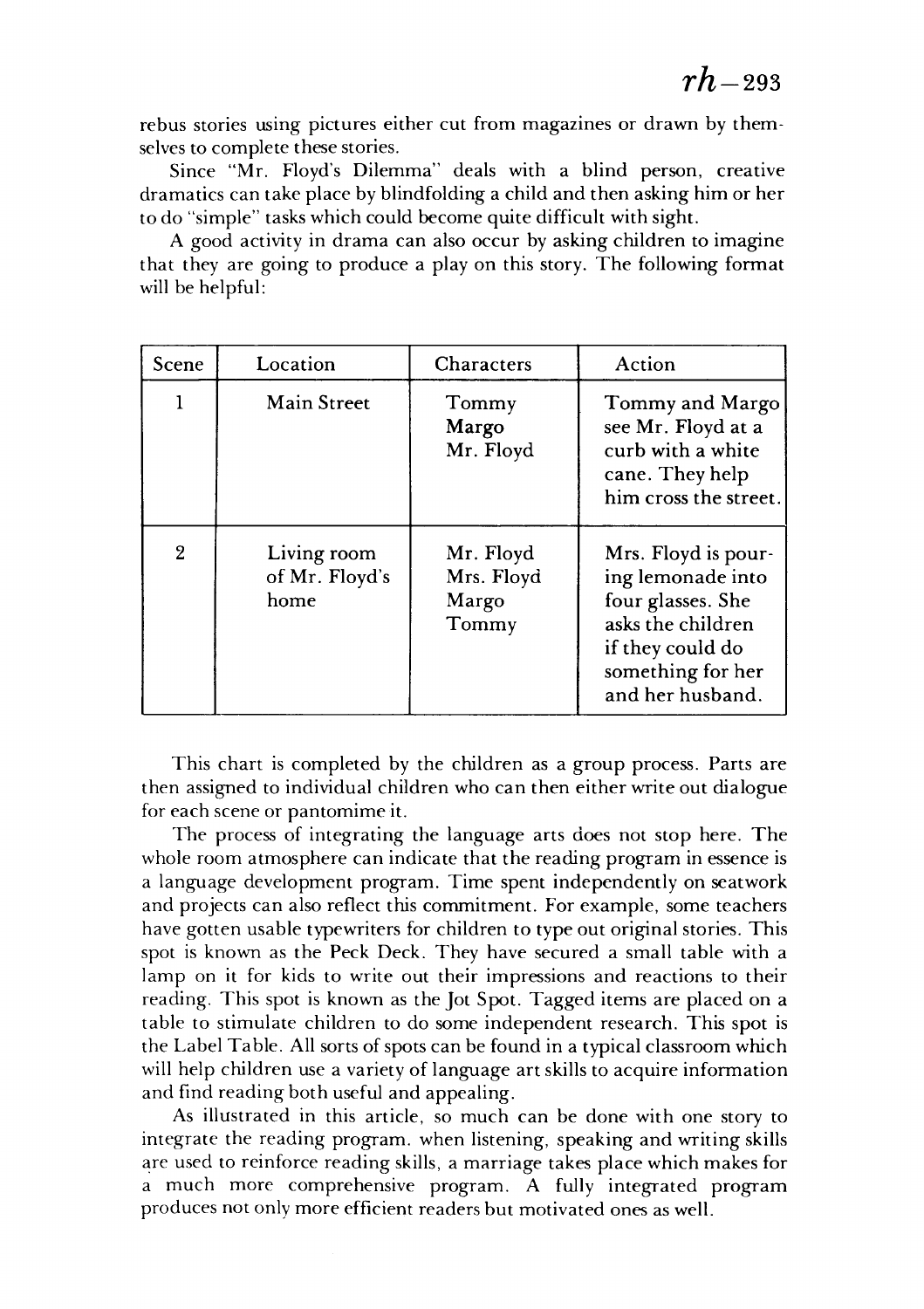rebus stories using pictures either cut from magazines or drawn by themselves to complete these stories.

Since "Mr. Floyd's Dilemma" deals with a blind person, creative dramatics can take place by blindfolding a child and then asking him or her to do "simple" tasks which could become quite difficult with sight.

A good activity in drama can also occur by asking children to imagine that they are going to produce a play on this story. The following format will be helpful:

| Scene | Location | Characters | Action |
|---|---|---|---|
| 1 | Main Street | Tommy<br>Margo<br>Mr. Floyd | Tommy and Margo see Mr. Floyd at a curb with a white cane. They help him cross the street. |
| 2 | Living room of Mr. Floyd's home | Mr. Floyd<br>Mrs. Floyd<br>Margo<br>Tommy | Mrs. Floyd is pouring lemonade into four glasses. She asks the children if they could do something for her and her husband. |

This chart is completed by the children as a group process. Parts are then assigned to individual children who can then either write out dialogue for each scene or pantomime it.

The process of integrating the language arts does not stop here. The whole room atmosphere can indicate that the reading program in essence is a language development program. Time spent independently on seatwork and projects can also reflect this commitment. For example, some teachers have gotten usable typewriters for children to type out original stories. This spot is known as the Peck Deck. They have secured a small table with a lamp on it for kids to write out their impressions and reactions to their reading. This spot is known as the Jot Spot. Tagged items are placed on a table to stimulate children to do some independent research. This spot is the Label Table. All sorts of spots can be found in a typical classroom which will help children use a variety of language art skills to acquire information and find reading both useful and appealing.

As illustrated in this article, so much can be done with one story to integrate the reading program. when listening, speaking and writing skills are used to reinforce reading skills, a marriage takes place which makes for a much more comprehensive program. A fully integrated program produces not only more efficient readers but motivated ones as well.